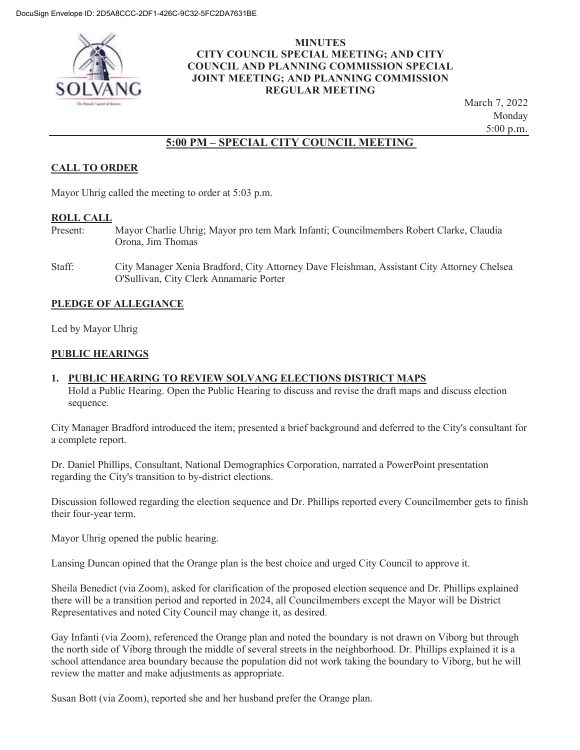# MINUTES
## CITY COUNCIL SPECIAL MEETING; AND CITY COUNCIL AND PLANNING COMMISSION SPECIAL JOINT MEETING; AND PLANNING COMMISSION REGULAR MEETING

March 7, 2022
Monday
5:00 p.m.

## 5:00 PM – SPECIAL CITY COUNCIL MEETING

### CALL TO ORDER

Mayor Uhrig called the meeting to order at 5:03 p.m.

### ROLL CALL

Present: Mayor Charlie Uhrig; Mayor pro tem Mark Infanti; Councilmembers Robert Clarke, Claudia Orona, Jim Thomas

Staff: City Manager Xenia Bradford, City Attorney Dave Fleishman, Assistant City Attorney Chelsea O'Sullivan, City Clerk Annamarie Porter

### PLEDGE OF ALLEGIANCE

Led by Mayor Uhrig

### PUBLIC HEARINGS

1. **PUBLIC HEARING TO REVIEW SOLVANG ELECTIONS DISTRICT MAPS**
   Hold a Public Hearing. Open the Public Hearing to discuss and revise the draft maps and discuss election sequence.

City Manager Bradford introduced the item; presented a brief background and deferred to the City's consultant for a complete report.

Dr. Daniel Phillips, Consultant, National Demographics Corporation, narrated a PowerPoint presentation regarding the City's transition to by-district elections.

Discussion followed regarding the election sequence and Dr. Phillips reported every Councilmember gets to finish their four-year term.

Mayor Uhrig opened the public hearing.

Lansing Duncan opined that the Orange plan is the best choice and urged City Council to approve it.

Sheila Benedict (via Zoom), asked for clarification of the proposed election sequence and Dr. Phillips explained there will be a transition period and reported in 2024, all Councilmembers except the Mayor will be District Representatives and noted City Council may change it, as desired.

Gay Infanti (via Zoom), referenced the Orange plan and noted the boundary is not drawn on Viborg but through the north side of Viborg through the middle of several streets in the neighborhood. Dr. Phillips explained it is a school attendance area boundary because the population did not work taking the boundary to Viborg, but he will review the matter and make adjustments as appropriate.

Susan Bott (via Zoom), reported she and her husband prefer the Orange plan.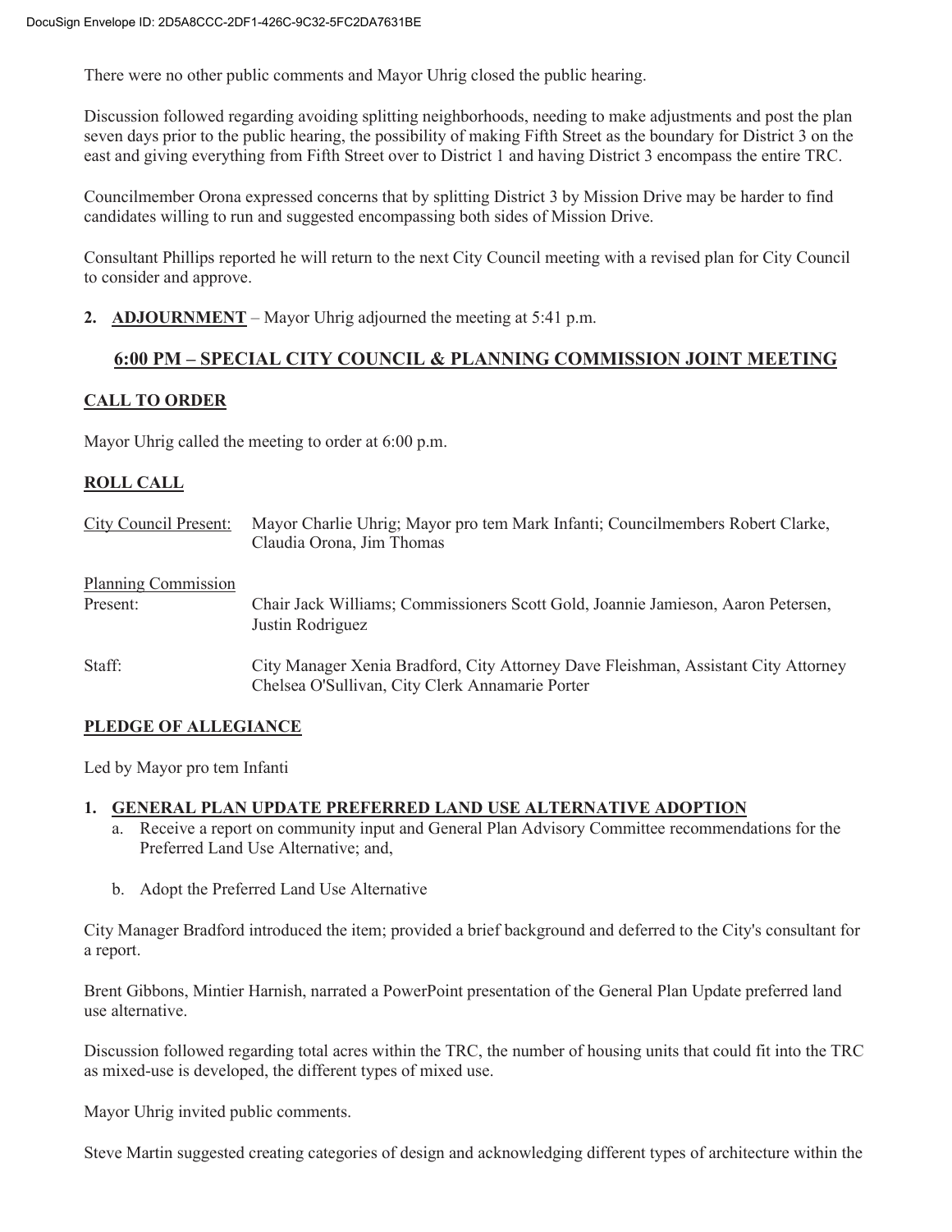There were no other public comments and Mayor Uhrig closed the public hearing.

Discussion followed regarding avoiding splitting neighborhoods, needing to make adjustments and post the plan seven days prior to the public hearing, the possibility of making Fifth Street as the boundary for District 3 on the east and giving everything from Fifth Street over to District 1 and having District 3 encompass the entire TRC.

Councilmember Orona expressed concerns that by splitting District 3 by Mission Drive may be harder to find candidates willing to run and suggested encompassing both sides of Mission Drive.

Consultant Phillips reported he will return to the next City Council meeting with a revised plan for City Council to consider and approve.

2. **ADJOURNMENT** – Mayor Uhrig adjourned the meeting at 5:41 p.m.

## 6:00 PM – SPECIAL CITY COUNCIL & PLANNING COMMISSION JOINT MEETING

### CALL TO ORDER

Mayor Uhrig called the meeting to order at 6:00 p.m.

### ROLL CALL

City Council Present: Mayor Charlie Uhrig; Mayor pro tem Mark Infanti; Councilmembers Robert Clarke, Claudia Orona, Jim Thomas

Planning Commission Present: Chair Jack Williams; Commissioners Scott Gold, Joannie Jamieson, Aaron Petersen, Justin Rodriguez

Staff: City Manager Xenia Bradford, City Attorney Dave Fleishman, Assistant City Attorney Chelsea O'Sullivan, City Clerk Annamarie Porter

### PLEDGE OF ALLEGIANCE

Led by Mayor pro tem Infanti

1. **GENERAL PLAN UPDATE PREFERRED LAND USE ALTERNATIVE ADOPTION**
   a. Receive a report on community input and General Plan Advisory Committee recommendations for the Preferred Land Use Alternative; and,

   b. Adopt the Preferred Land Use Alternative

City Manager Bradford introduced the item; provided a brief background and deferred to the City's consultant for a report.

Brent Gibbons, Mintier Harnish, narrated a PowerPoint presentation of the General Plan Update preferred land use alternative.

Discussion followed regarding total acres within the TRC, the number of housing units that could fit into the TRC as mixed-use is developed, the different types of mixed use.

Mayor Uhrig invited public comments.

Steve Martin suggested creating categories of design and acknowledging different types of architecture within the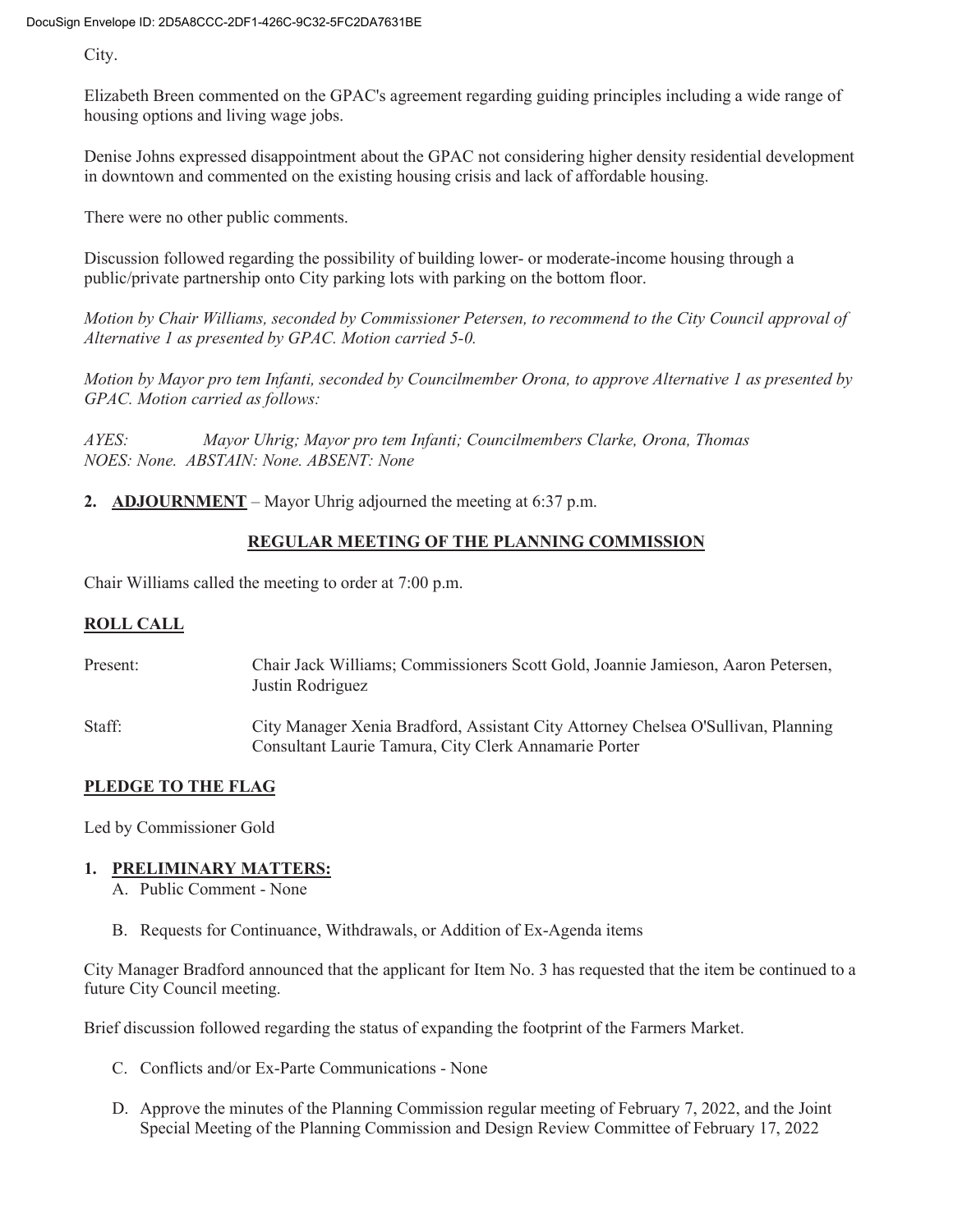City.

Elizabeth Breen commented on the GPAC's agreement regarding guiding principles including a wide range of housing options and living wage jobs.

Denise Johns expressed disappointment about the GPAC not considering higher density residential development in downtown and commented on the existing housing crisis and lack of affordable housing.

There were no other public comments.

Discussion followed regarding the possibility of building lower- or moderate-income housing through a public/private partnership onto City parking lots with parking on the bottom floor.

*Motion by Chair Williams, seconded by Commissioner Petersen, to recommend to the City Council approval of Alternative 1 as presented by GPAC. Motion carried 5-0.*

*Motion by Mayor pro tem Infanti, seconded by Councilmember Orona, to approve Alternative 1 as presented by GPAC. Motion carried as follows:*

*AYES: Mayor Uhrig; Mayor pro tem Infanti; Councilmembers Clarke, Orona, Thomas*
*NOES: None. ABSTAIN: None. ABSENT: None*

**2. ADJOURNMENT** – Mayor Uhrig adjourned the meeting at 6:37 p.m.

## REGULAR MEETING OF THE PLANNING COMMISSION

Chair Williams called the meeting to order at 7:00 p.m.

### ROLL CALL

Present: Chair Jack Williams; Commissioners Scott Gold, Joannie Jamieson, Aaron Petersen, Justin Rodriguez

Staff: City Manager Xenia Bradford, Assistant City Attorney Chelsea O'Sullivan, Planning Consultant Laurie Tamura, City Clerk Annamarie Porter

### PLEDGE TO THE FLAG

Led by Commissioner Gold

**1. PRELIMINARY MATTERS:**

A. Public Comment - None

B. Requests for Continuance, Withdrawals, or Addition of Ex-Agenda items

City Manager Bradford announced that the applicant for Item No. 3 has requested that the item be continued to a future City Council meeting.

Brief discussion followed regarding the status of expanding the footprint of the Farmers Market.

C. Conflicts and/or Ex-Parte Communications - None

D. Approve the minutes of the Planning Commission regular meeting of February 7, 2022, and the Joint Special Meeting of the Planning Commission and Design Review Committee of February 17, 2022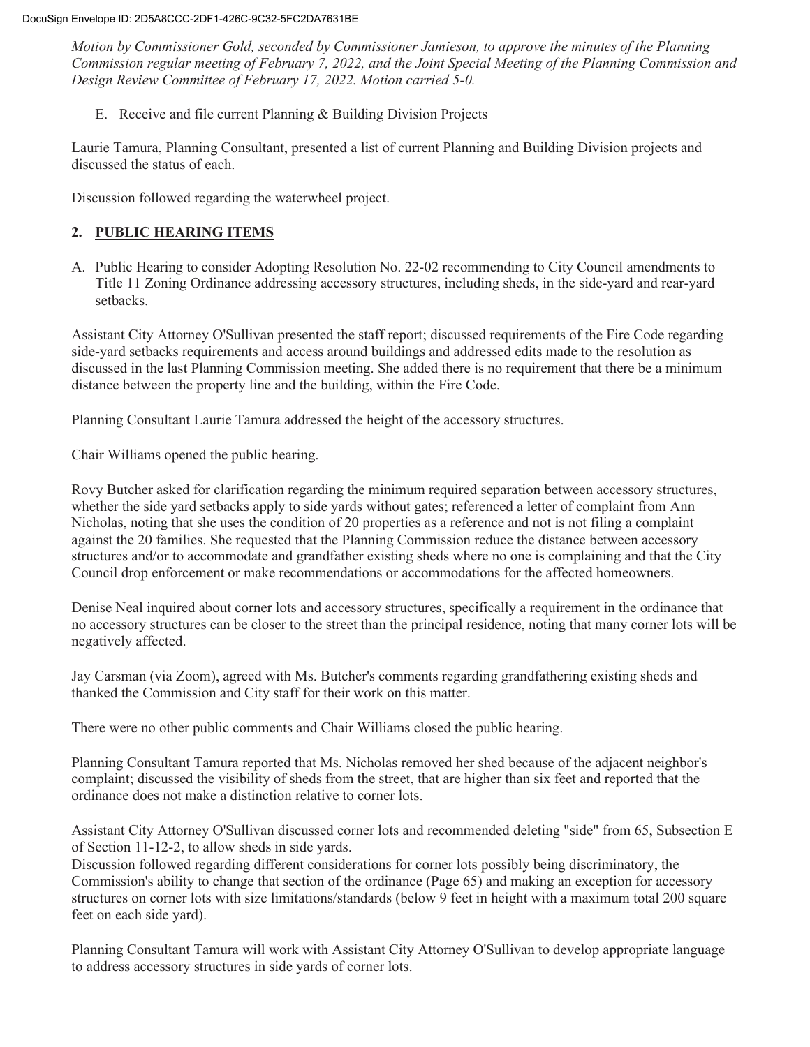*Motion by Commissioner Gold, seconded by Commissioner Jamieson, to approve the minutes of the Planning Commission regular meeting of February 7, 2022, and the Joint Special Meeting of the Planning Commission and Design Review Committee of February 17, 2022. Motion carried 5-0.*

E. Receive and file current Planning & Building Division Projects

Laurie Tamura, Planning Consultant, presented a list of current Planning and Building Division projects and discussed the status of each.

Discussion followed regarding the waterwheel project.

## 2. PUBLIC HEARING ITEMS

A. Public Hearing to consider Adopting Resolution No. 22-02 recommending to City Council amendments to Title 11 Zoning Ordinance addressing accessory structures, including sheds, in the side-yard and rear-yard setbacks.

Assistant City Attorney O'Sullivan presented the staff report; discussed requirements of the Fire Code regarding side-yard setbacks requirements and access around buildings and addressed edits made to the resolution as discussed in the last Planning Commission meeting. She added there is no requirement that there be a minimum distance between the property line and the building, within the Fire Code.

Planning Consultant Laurie Tamura addressed the height of the accessory structures.

Chair Williams opened the public hearing.

Rovy Butcher asked for clarification regarding the minimum required separation between accessory structures, whether the side yard setbacks apply to side yards without gates; referenced a letter of complaint from Ann Nicholas, noting that she uses the condition of 20 properties as a reference and not is not filing a complaint against the 20 families. She requested that the Planning Commission reduce the distance between accessory structures and/or to accommodate and grandfather existing sheds where no one is complaining and that the City Council drop enforcement or make recommendations or accommodations for the affected homeowners.

Denise Neal inquired about corner lots and accessory structures, specifically a requirement in the ordinance that no accessory structures can be closer to the street than the principal residence, noting that many corner lots will be negatively affected.

Jay Carsman (via Zoom), agreed with Ms. Butcher's comments regarding grandfathering existing sheds and thanked the Commission and City staff for their work on this matter.

There were no other public comments and Chair Williams closed the public hearing.

Planning Consultant Tamura reported that Ms. Nicholas removed her shed because of the adjacent neighbor's complaint; discussed the visibility of sheds from the street, that are higher than six feet and reported that the ordinance does not make a distinction relative to corner lots.

Assistant City Attorney O'Sullivan discussed corner lots and recommended deleting "side" from 65, Subsection E of Section 11-12-2, to allow sheds in side yards.

Discussion followed regarding different considerations for corner lots possibly being discriminatory, the Commission's ability to change that section of the ordinance (Page 65) and making an exception for accessory structures on corner lots with size limitations/standards (below 9 feet in height with a maximum total 200 square feet on each side yard).

Planning Consultant Tamura will work with Assistant City Attorney O'Sullivan to develop appropriate language to address accessory structures in side yards of corner lots.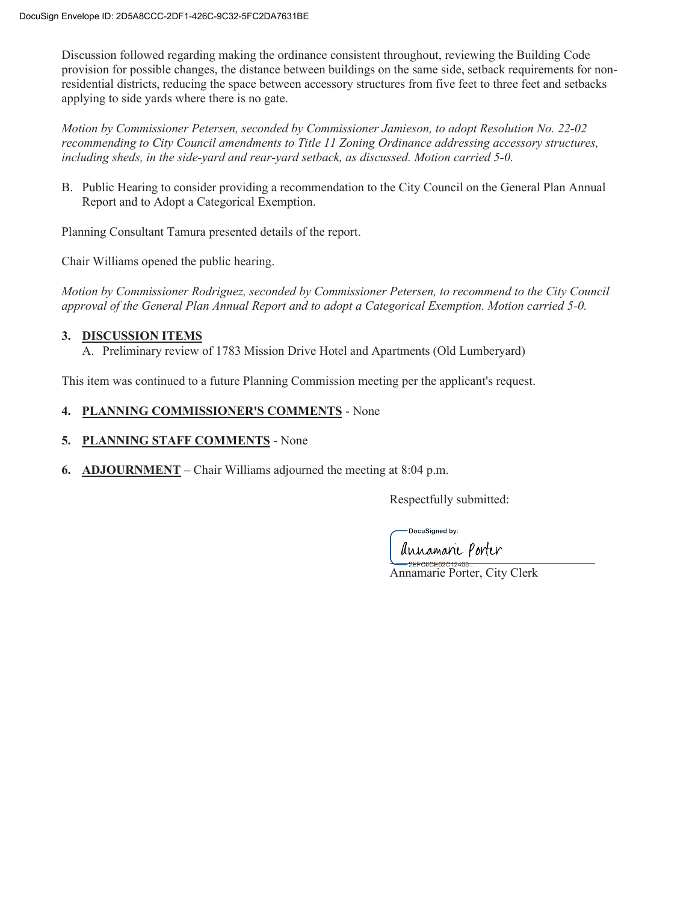Discussion followed regarding making the ordinance consistent throughout, reviewing the Building Code provision for possible changes, the distance between buildings on the same side, setback requirements for non-residential districts, reducing the space between accessory structures from five feet to three feet and setbacks applying to side yards where there is no gate.

*Motion by Commissioner Petersen, seconded by Commissioner Jamieson, to adopt Resolution No. 22-02 recommending to City Council amendments to Title 11 Zoning Ordinance addressing accessory structures, including sheds, in the side-yard and rear-yard setback, as discussed. Motion carried 5-0.*

B. Public Hearing to consider providing a recommendation to the City Council on the General Plan Annual Report and to Adopt a Categorical Exemption.

Planning Consultant Tamura presented details of the report.

Chair Williams opened the public hearing.

*Motion by Commissioner Rodriguez, seconded by Commissioner Petersen, to recommend to the City Council approval of the General Plan Annual Report and to adopt a Categorical Exemption. Motion carried 5-0.*

**3. DISCUSSION ITEMS**

A. Preliminary review of 1783 Mission Drive Hotel and Apartments (Old Lumberyard)

This item was continued to a future Planning Commission meeting per the applicant's request.

**4. PLANNING COMMISSIONER'S COMMENTS** - None

**5. PLANNING STAFF COMMENTS** - None

**6. ADJOURNMENT** – Chair Williams adjourned the meeting at 8:04 p.m.

Respectfully submitted:

DocuSigned by:
Annamarie Porter
2EFC6CE62C12486

Annamarie Porter, City Clerk